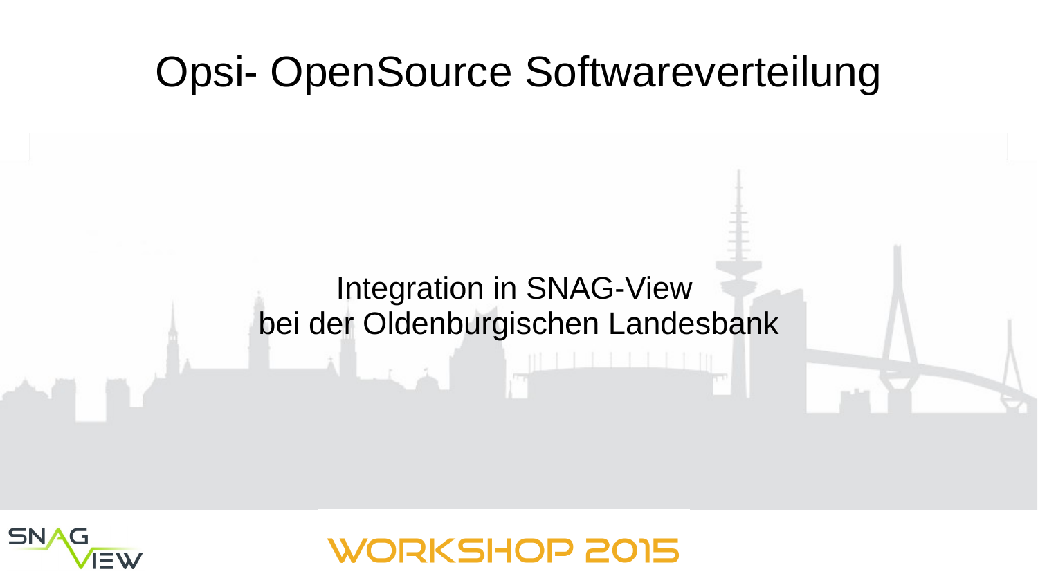# Opsi- OpenSource Softwareverteilung

Integration in SNAG-View
bei der Oldenburgischen Landesbank

SNAG VIEW

WORKSHOP 2015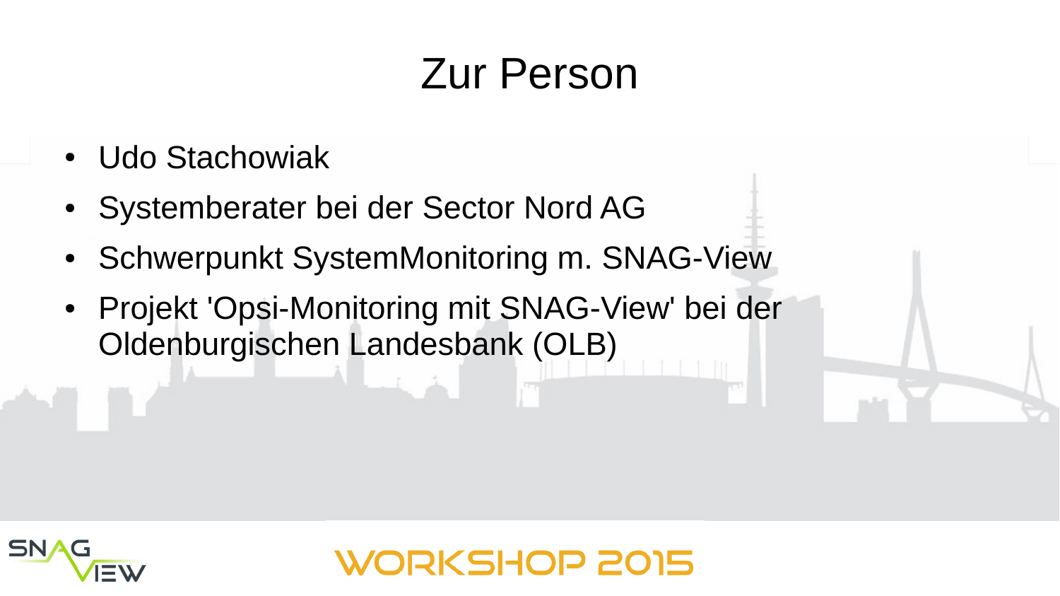# Zur Person

- Udo Stachowiak
- Systemberater bei der Sector Nord AG
- Schwerpunkt SystemMonitoring m. SNAG-View
- Projekt 'Opsi-Monitoring mit SNAG-View' bei der Oldenburgischen Landesbank (OLB)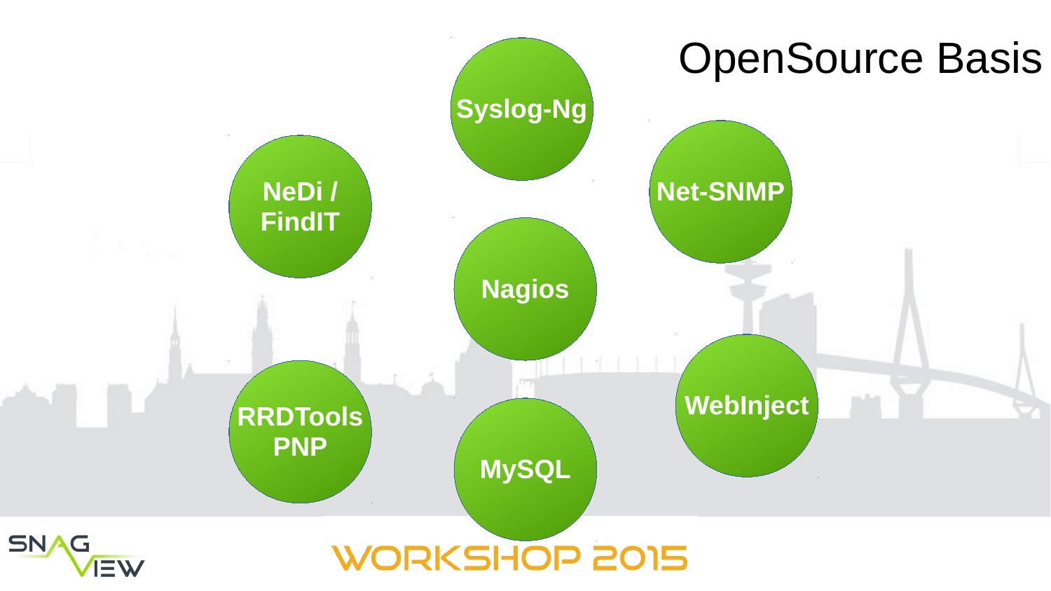# OpenSource Basis

- Syslog-Ng
- NeDi / FindIT
- Net-SNMP
- Nagios
- RRDTools PNP
- MySQL
- WebInject

WORKSHOP 2015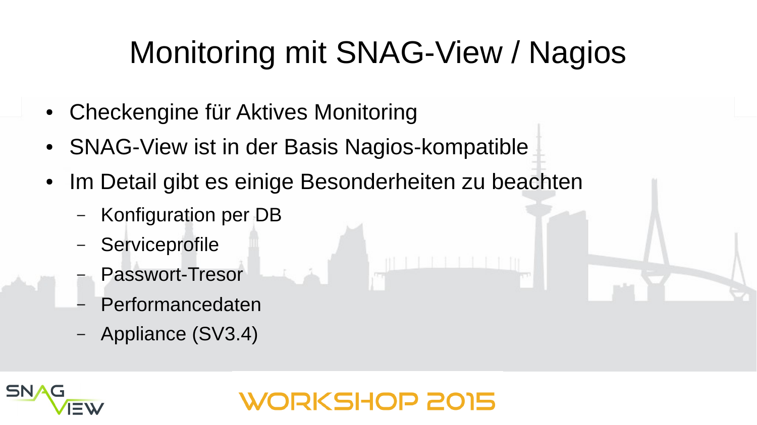# Monitoring mit SNAG-View / Nagios

- Checkengine für Aktives Monitoring
- SNAG-View ist in der Basis Nagios-kompatible
- Im Detail gibt es einige Besonderheiten zu beachten
  - Konfiguration per DB
  - Serviceprofile
  - Passwort-Tresor
  - Performancedaten
  - Appliance (SV3.4)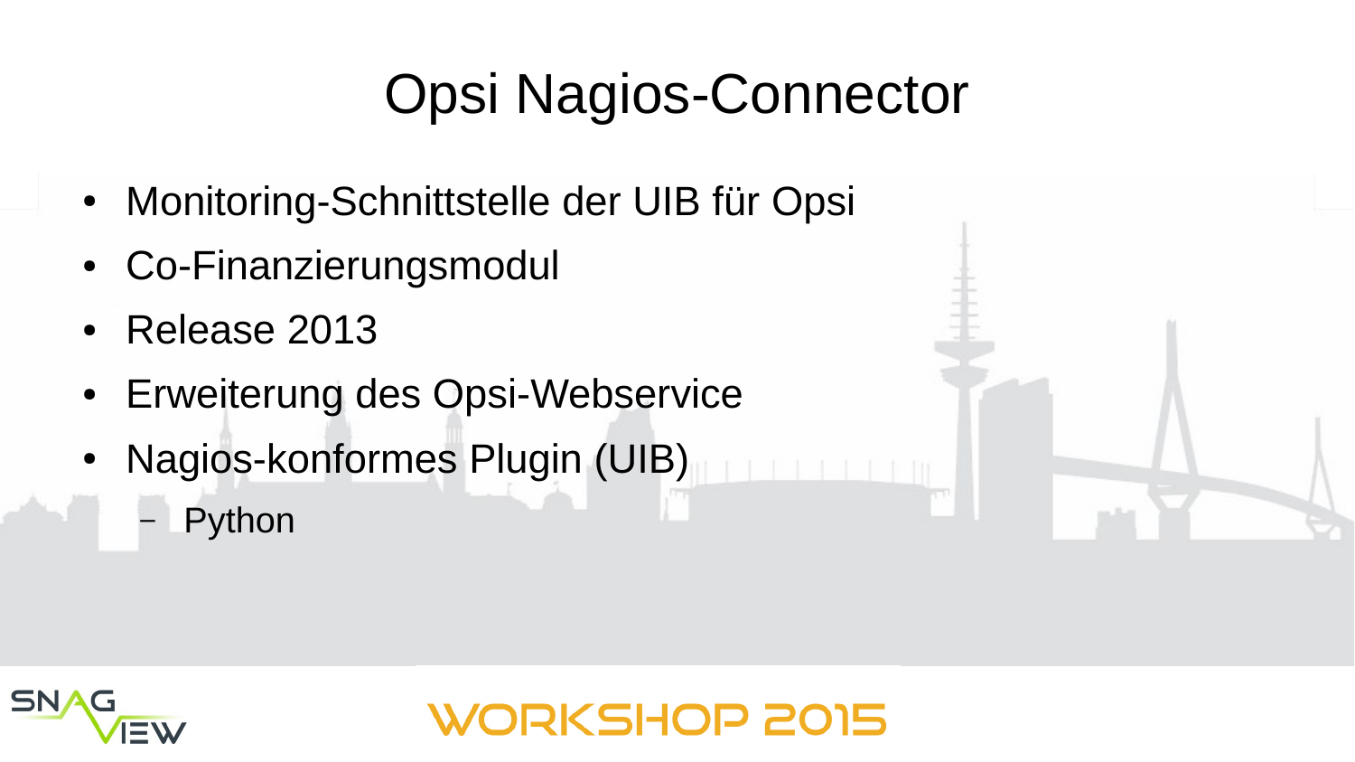# Opsi Nagios-Connector

- Monitoring-Schnittstelle der UIB für Opsi
- Co-Finanzierungsmodul
- Release 2013
- Erweiterung des Opsi-Webservice
- Nagios-konformes Plugin (UIB)
  - Python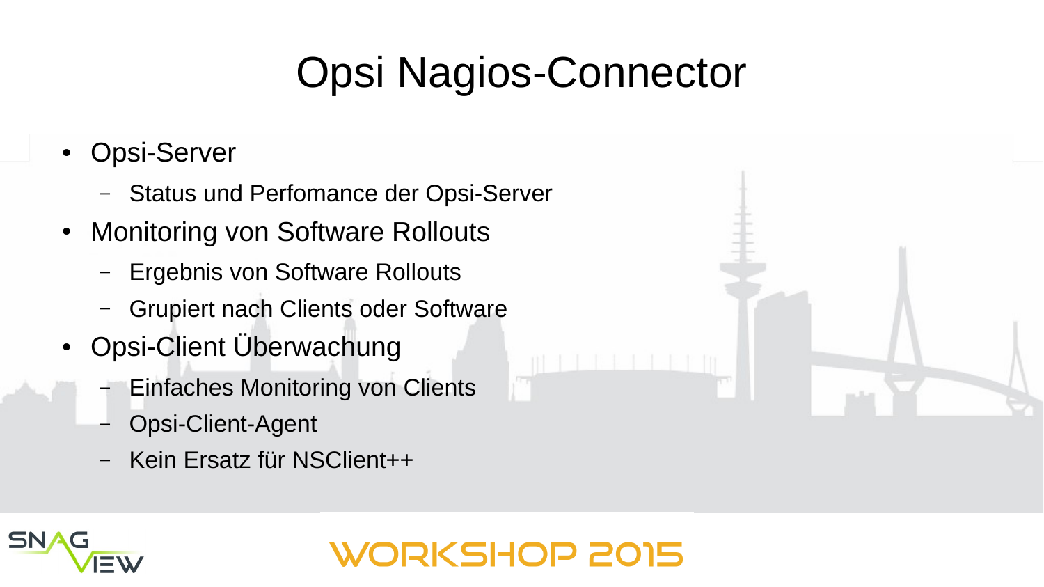# Opsi Nagios-Connector

- Opsi-Server
  - Status und Perfomance der Opsi-Server
- Monitoring von Software Rollouts
  - Ergebnis von Software Rollouts
  - Grupiert nach Clients oder Software
- Opsi-Client Überwachung
  - Einfaches Monitoring von Clients
  - Opsi-Client-Agent
  - Kein Ersatz für NSClient++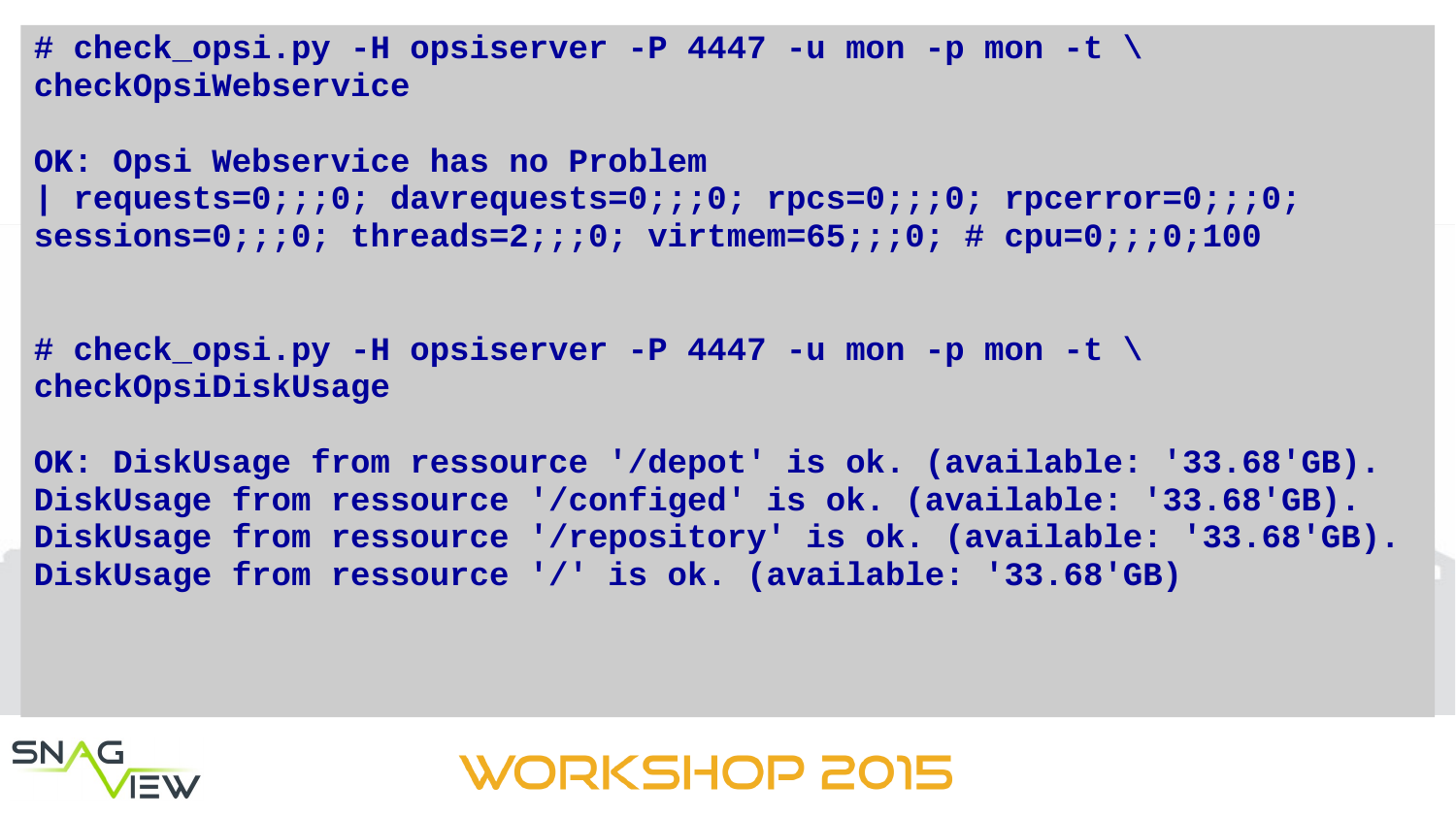```
# check_opsi.py -H opsiserver -P 4447 -u mon -p mon -t \
checkOpsiWebservice

OK: Opsi Webservice has no Problem
| requests=0;;;0; davrequests=0;;;0; rpcs=0;;;0; rpcerror=0;;;0;
sessions=0;;;0; threads=2;;;0; virtmem=65;;;0; # cpu=0;;;0;100


# check_opsi.py -H opsiserver -P 4447 -u mon -p mon -t \
checkOpsiDiskUsage

OK: DiskUsage from ressource '/depot' is ok. (available: '33.68'GB).
DiskUsage from ressource '/configed' is ok. (available: '33.68'GB).
DiskUsage from ressource '/repository' is ok. (available: '33.68'GB).
DiskUsage from ressource '/' is ok. (available: '33.68'GB)
```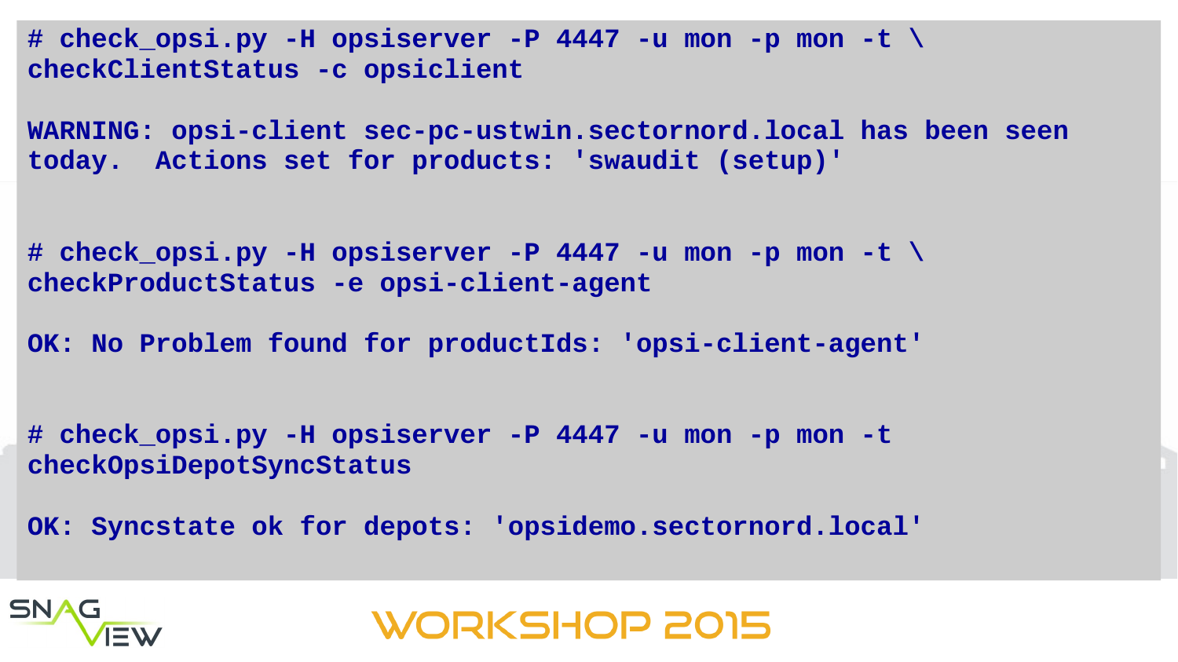```
# check_opsi.py -H opsiserver -P 4447 -u mon -p mon -t \
checkClientStatus -c opsiclient

WARNING: opsi-client sec-pc-ustwin.sectornord.local has been seen
today.  Actions set for products: 'swaudit (setup)'


# check_opsi.py -H opsiserver -P 4447 -u mon -p mon -t \
checkProductStatus -e opsi-client-agent

OK: No Problem found for productIds: 'opsi-client-agent'


# check_opsi.py -H opsiserver -P 4447 -u mon -p mon -t
checkOpsiDepotSyncStatus

OK: Syncstate ok for depots: 'opsidemo.sectornord.local'
```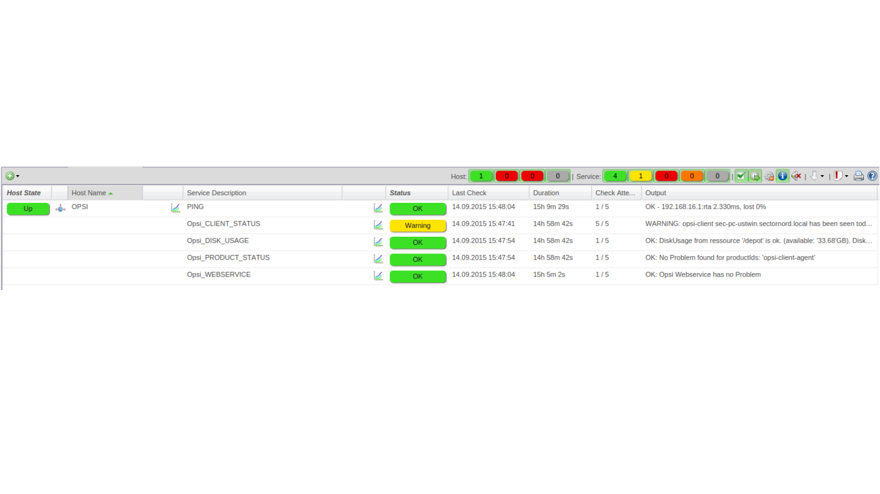Host: 1 0 0 0 | Service: 4 1 0 0 0

| Host State | | Host Name | | Service Description | | Status | Last Check | Duration | Check Atte... | Output |
|---|---|---|---|---|---|---|---|---|---|---|
| Up | | OPSI | | PING | | OK | 14.09.2015 15:48:04 | 15h 9m 29s | 1 / 5 | OK - 192.168.16.1:rta 2.330ms, lost 0% |
| | | | | Opsi_CLIENT_STATUS | | Warning | 14.09.2015 15:47:41 | 14h 58m 42s | 5 / 5 | WARNING: opsi-client sec-pc-ustwin.sectornord.local has been seen tod... |
| | | | | Opsi_DISK_USAGE | | OK | 14.09.2015 15:47:54 | 14h 58m 42s | 1 / 5 | OK: DiskUsage from ressource '/depot' is ok. (available: '33.68'GB). Disk... |
| | | | | Opsi_PRODUCT_STATUS | | OK | 14.09.2015 15:47:54 | 14h 58m 42s | 1 / 5 | OK: No Problem found for productIds: 'opsi-client-agent' |
| | | | | Opsi_WEBSERVICE | | OK | 14.09.2015 15:48:04 | 15h 5m 2s | 1 / 5 | OK: Opsi Webservice has no Problem |